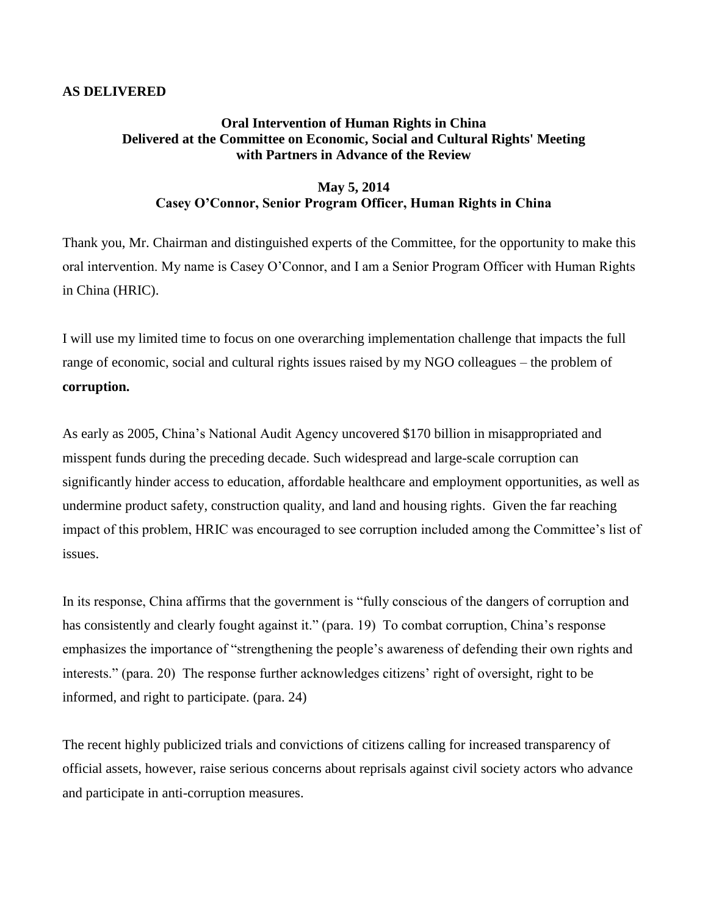**AS DELIVERED**

## Oral Intervention of Human Rights in China Delivered at the Committee on Economic, Social and Cultural Rights' Meeting with Partners in Advance of the Review

### May 5, 2014
### Casey O'Connor, Senior Program Officer, Human Rights in China

Thank you, Mr. Chairman and distinguished experts of the Committee, for the opportunity to make this oral intervention. My name is Casey O'Connor, and I am a Senior Program Officer with Human Rights in China (HRIC).

I will use my limited time to focus on one overarching implementation challenge that impacts the full range of economic, social and cultural rights issues raised by my NGO colleagues – the problem of **corruption.**

As early as 2005, China's National Audit Agency uncovered $170 billion in misappropriated and misspent funds during the preceding decade. Such widespread and large-scale corruption can significantly hinder access to education, affordable healthcare and employment opportunities, as well as undermine product safety, construction quality, and land and housing rights. Given the far reaching impact of this problem, HRIC was encouraged to see corruption included among the Committee's list of issues.

In its response, China affirms that the government is "fully conscious of the dangers of corruption and has consistently and clearly fought against it." (para. 19) To combat corruption, China's response emphasizes the importance of "strengthening the people's awareness of defending their own rights and interests." (para. 20) The response further acknowledges citizens' right of oversight, right to be informed, and right to participate. (para. 24)

The recent highly publicized trials and convictions of citizens calling for increased transparency of official assets, however, raise serious concerns about reprisals against civil society actors who advance and participate in anti-corruption measures.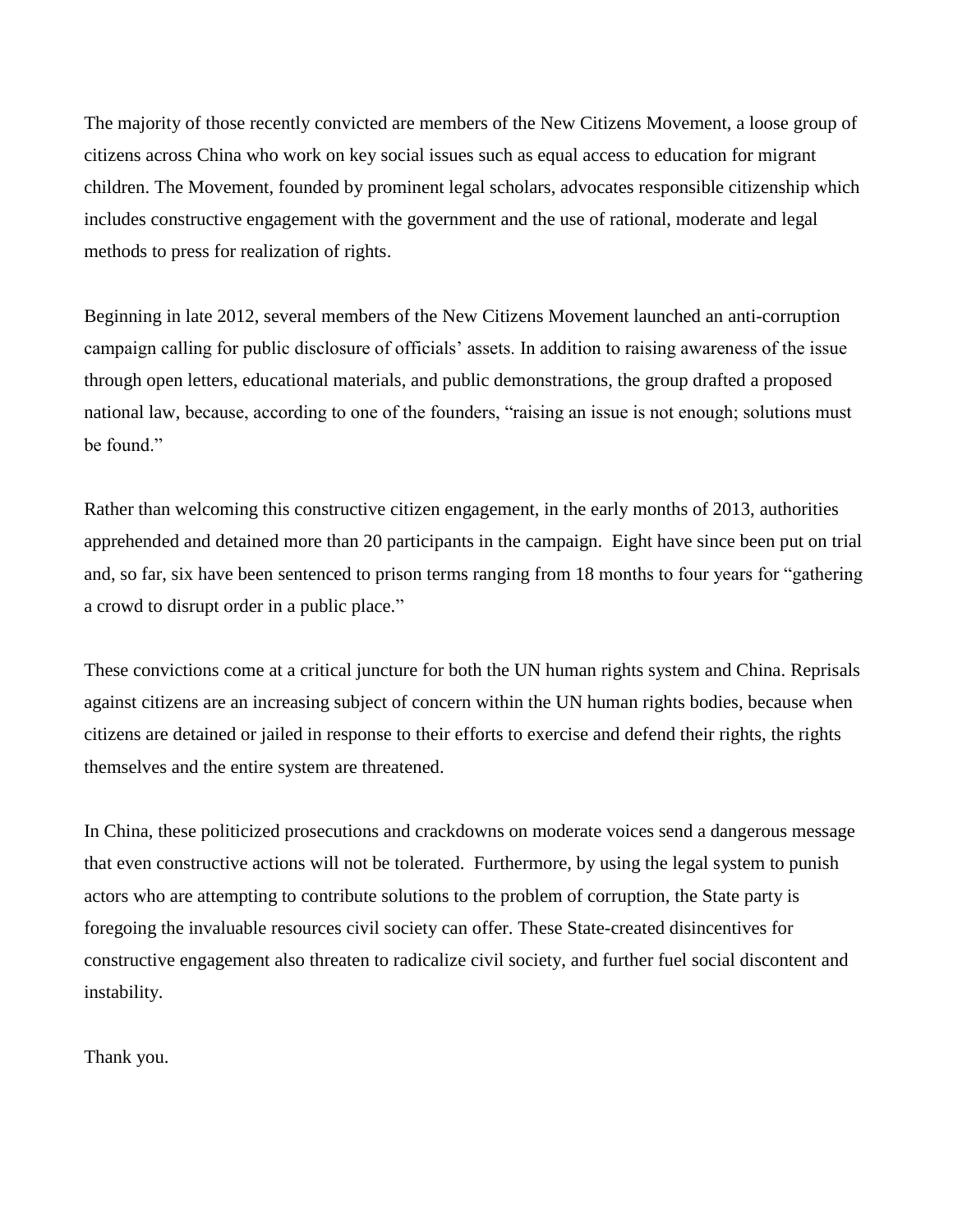The majority of those recently convicted are members of the New Citizens Movement, a loose group of citizens across China who work on key social issues such as equal access to education for migrant children. The Movement, founded by prominent legal scholars, advocates responsible citizenship which includes constructive engagement with the government and the use of rational, moderate and legal methods to press for realization of rights.

Beginning in late 2012, several members of the New Citizens Movement launched an anti-corruption campaign calling for public disclosure of officials' assets. In addition to raising awareness of the issue through open letters, educational materials, and public demonstrations, the group drafted a proposed national law, because, according to one of the founders, "raising an issue is not enough; solutions must be found."

Rather than welcoming this constructive citizen engagement, in the early months of 2013, authorities apprehended and detained more than 20 participants in the campaign. Eight have since been put on trial and, so far, six have been sentenced to prison terms ranging from 18 months to four years for "gathering a crowd to disrupt order in a public place."

These convictions come at a critical juncture for both the UN human rights system and China. Reprisals against citizens are an increasing subject of concern within the UN human rights bodies, because when citizens are detained or jailed in response to their efforts to exercise and defend their rights, the rights themselves and the entire system are threatened.

In China, these politicized prosecutions and crackdowns on moderate voices send a dangerous message that even constructive actions will not be tolerated. Furthermore, by using the legal system to punish actors who are attempting to contribute solutions to the problem of corruption, the State party is foregoing the invaluable resources civil society can offer. These State-created disincentives for constructive engagement also threaten to radicalize civil society, and further fuel social discontent and instability.

Thank you.